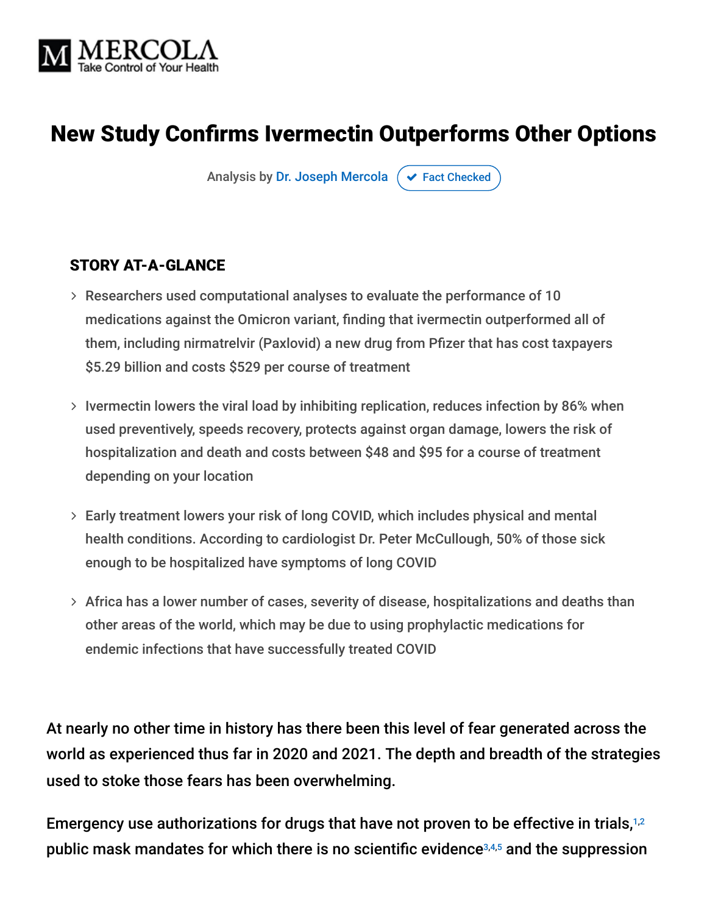# New Study Confirms Ivermectin Outperforms Other Options

Analysis by Dr. Joseph Mercola ✔ Fact Checked

### STORY AT-A-GLANCE

- Researchers used computational analyses to evaluate the performance of 10 medications against the Omicron variant, finding that ivermectin outperformed all of them, including nirmatrelvir (Paxlovid) a new drug from Pfizer that has cost taxpayers $5.29 billion and costs $529 per course of treatment
- Ivermectin lowers the viral load by inhibiting replication, reduces infection by 86% when used preventively, speeds recovery, protects against organ damage, lowers the risk of hospitalization and death and costs between $48 and $95 for a course of treatment depending on your location
- Early treatment lowers your risk of long COVID, which includes physical and mental health conditions. According to cardiologist Dr. Peter McCullough, 50% of those sick enough to be hospitalized have symptoms of long COVID
- Africa has a lower number of cases, severity of disease, hospitalizations and deaths than other areas of the world, which may be due to using prophylactic medications for endemic infections that have successfully treated COVID

At nearly no other time in history has there been this level of fear generated across the world as experienced thus far in 2020 and 2021. The depth and breadth of the strategies used to stoke those fears has been overwhelming.

Emergency use authorizations for drugs that have not proven to be effective in trials,[1,2] public mask mandates for which there is no scientific evidence[3,4,5] and the suppression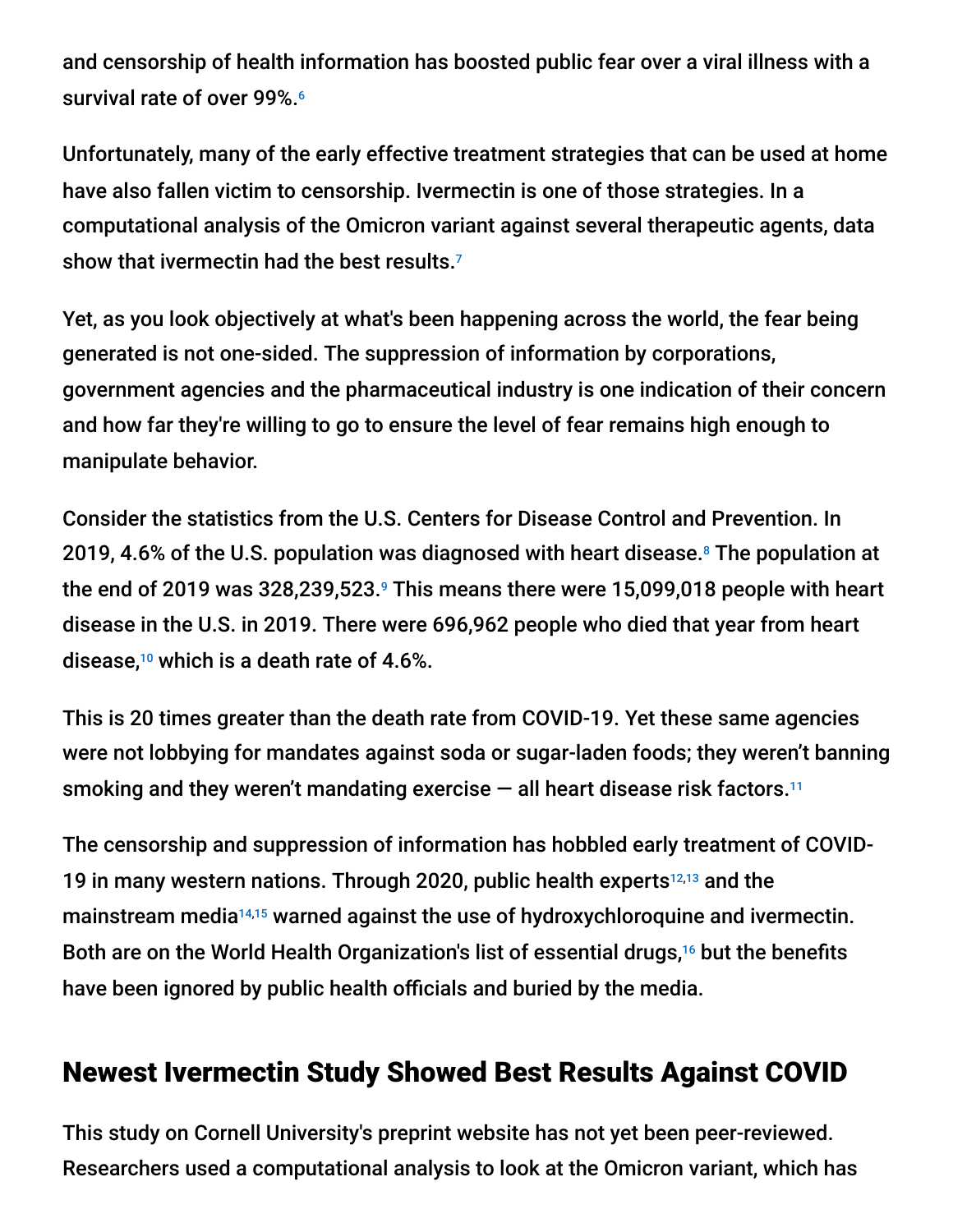and censorship of health information has boosted public fear over a viral illness with a survival rate of over 99%.[6]

Unfortunately, many of the early effective treatment strategies that can be used at home have also fallen victim to censorship. Ivermectin is one of those strategies. In a computational analysis of the Omicron variant against several therapeutic agents, data show that ivermectin had the best results.[7]

Yet, as you look objectively at what's been happening across the world, the fear being generated is not one-sided. The suppression of information by corporations, government agencies and the pharmaceutical industry is one indication of their concern and how far they're willing to go to ensure the level of fear remains high enough to manipulate behavior.

Consider the statistics from the U.S. Centers for Disease Control and Prevention. In 2019, 4.6% of the U.S. population was diagnosed with heart disease.[8] The population at the end of 2019 was 328,239,523.[9] This means there were 15,099,018 people with heart disease in the U.S. in 2019. There were 696,962 people who died that year from heart disease,[10] which is a death rate of 4.6%.

This is 20 times greater than the death rate from COVID-19. Yet these same agencies were not lobbying for mandates against soda or sugar-laden foods; they weren't banning smoking and they weren't mandating exercise — all heart disease risk factors.[11]

The censorship and suppression of information has hobbled early treatment of COVID-19 in many western nations. Through 2020, public health experts[12,13] and the mainstream media[14,15] warned against the use of hydroxychloroquine and ivermectin. Both are on the World Health Organization's list of essential drugs,[16] but the benefits have been ignored by public health officials and buried by the media.

## Newest Ivermectin Study Showed Best Results Against COVID

This study on Cornell University's preprint website has not yet been peer-reviewed. Researchers used a computational analysis to look at the Omicron variant, which has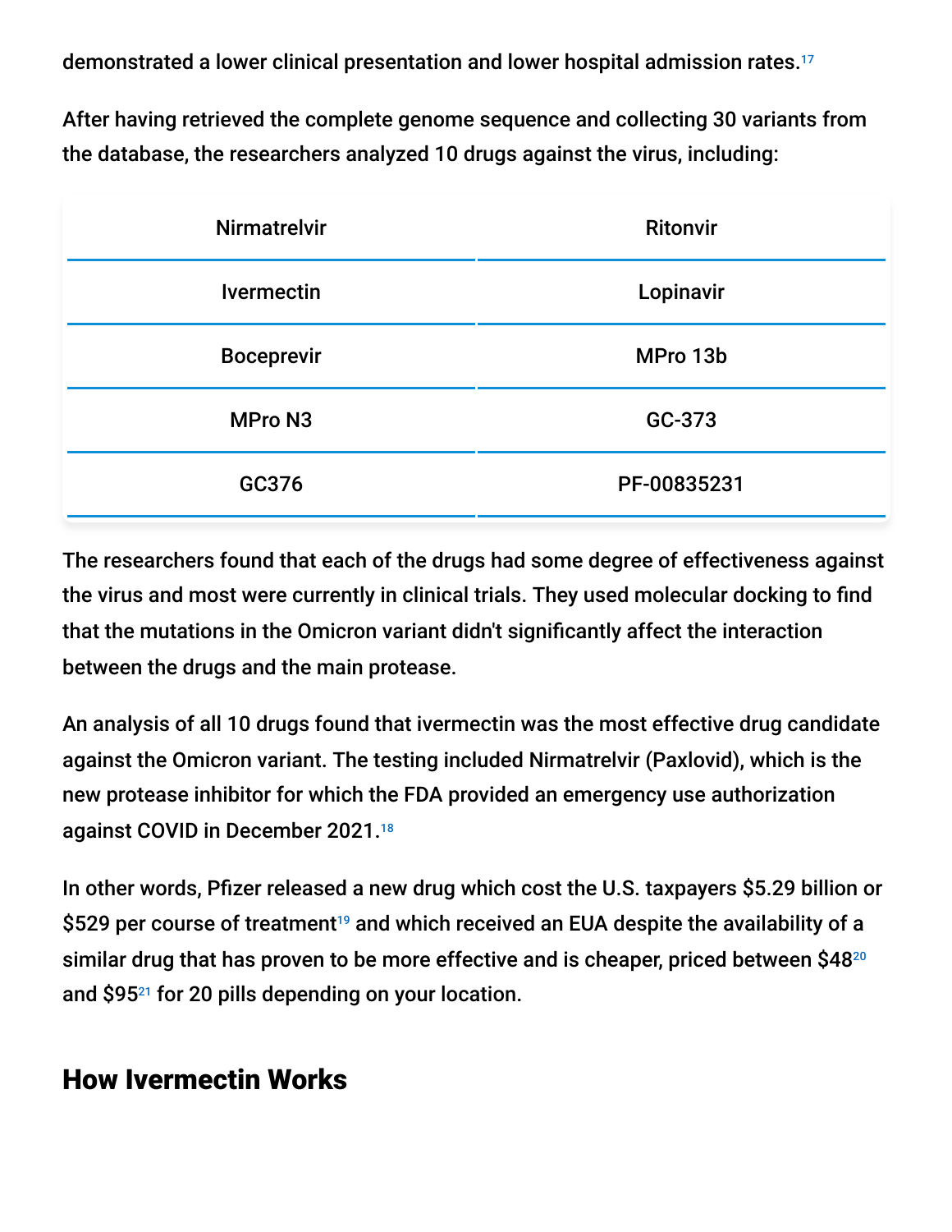demonstrated a lower clinical presentation and lower hospital admission rates.[17]

After having retrieved the complete genome sequence and collecting 30 variants from the database, the researchers analyzed 10 drugs against the virus, including:

| Nirmatrelvir | Ritonvir |
|---|---|
| Ivermectin | Lopinavir |
| Boceprevir | MPro 13b |
| MPro N3 | GC-373 |
| GC376 | PF-00835231 |

The researchers found that each of the drugs had some degree of effectiveness against the virus and most were currently in clinical trials. They used molecular docking to find that the mutations in the Omicron variant didn't significantly affect the interaction between the drugs and the main protease.

An analysis of all 10 drugs found that ivermectin was the most effective drug candidate against the Omicron variant. The testing included Nirmatrelvir (Paxlovid), which is the new protease inhibitor for which the FDA provided an emergency use authorization against COVID in December 2021.[18]

In other words, Pfizer released a new drug which cost the U.S. taxpayers $5.29 billion or $529 per course of treatment[19] and which received an EUA despite the availability of a similar drug that has proven to be more effective and is cheaper, priced between $48[20] and $95[21] for 20 pills depending on your location.

## How Ivermectin Works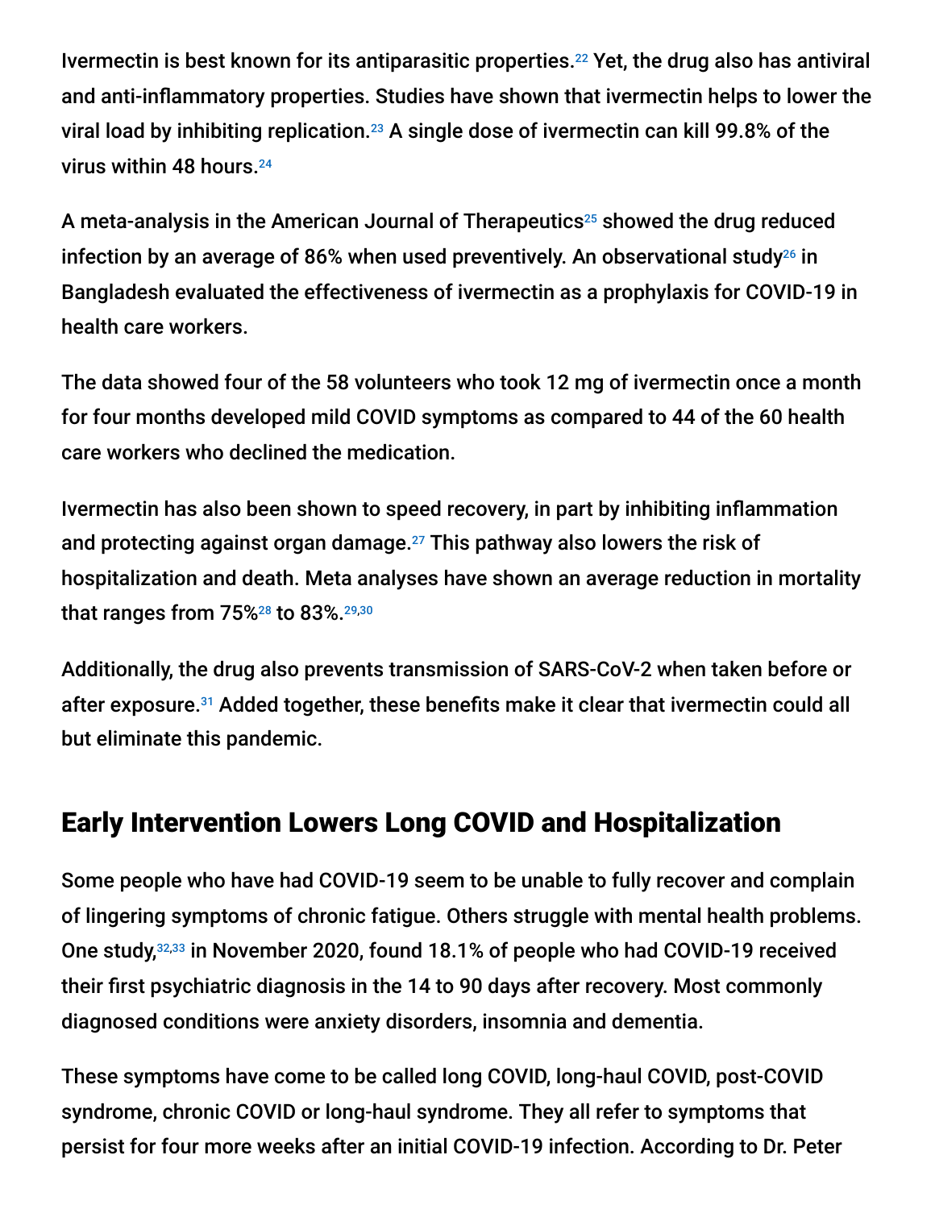Ivermectin is best known for its antiparasitic properties.[22] Yet, the drug also has antiviral and anti-inflammatory properties. Studies have shown that ivermectin helps to lower the viral load by inhibiting replication.[23] A single dose of ivermectin can kill 99.8% of the virus within 48 hours.[24]

A meta-analysis in the American Journal of Therapeutics[25] showed the drug reduced infection by an average of 86% when used preventively. An observational study[26] in Bangladesh evaluated the effectiveness of ivermectin as a prophylaxis for COVID-19 in health care workers.

The data showed four of the 58 volunteers who took 12 mg of ivermectin once a month for four months developed mild COVID symptoms as compared to 44 of the 60 health care workers who declined the medication.

Ivermectin has also been shown to speed recovery, in part by inhibiting inflammation and protecting against organ damage.[27] This pathway also lowers the risk of hospitalization and death. Meta analyses have shown an average reduction in mortality that ranges from 75%[28] to 83%.[29,30]

Additionally, the drug also prevents transmission of SARS-CoV-2 when taken before or after exposure.[31] Added together, these benefits make it clear that ivermectin could all but eliminate this pandemic.

## Early Intervention Lowers Long COVID and Hospitalization

Some people who have had COVID-19 seem to be unable to fully recover and complain of lingering symptoms of chronic fatigue. Others struggle with mental health problems. One study,[32,33] in November 2020, found 18.1% of people who had COVID-19 received their first psychiatric diagnosis in the 14 to 90 days after recovery. Most commonly diagnosed conditions were anxiety disorders, insomnia and dementia.

These symptoms have come to be called long COVID, long-haul COVID, post-COVID syndrome, chronic COVID or long-haul syndrome. They all refer to symptoms that persist for four more weeks after an initial COVID-19 infection. According to Dr. Peter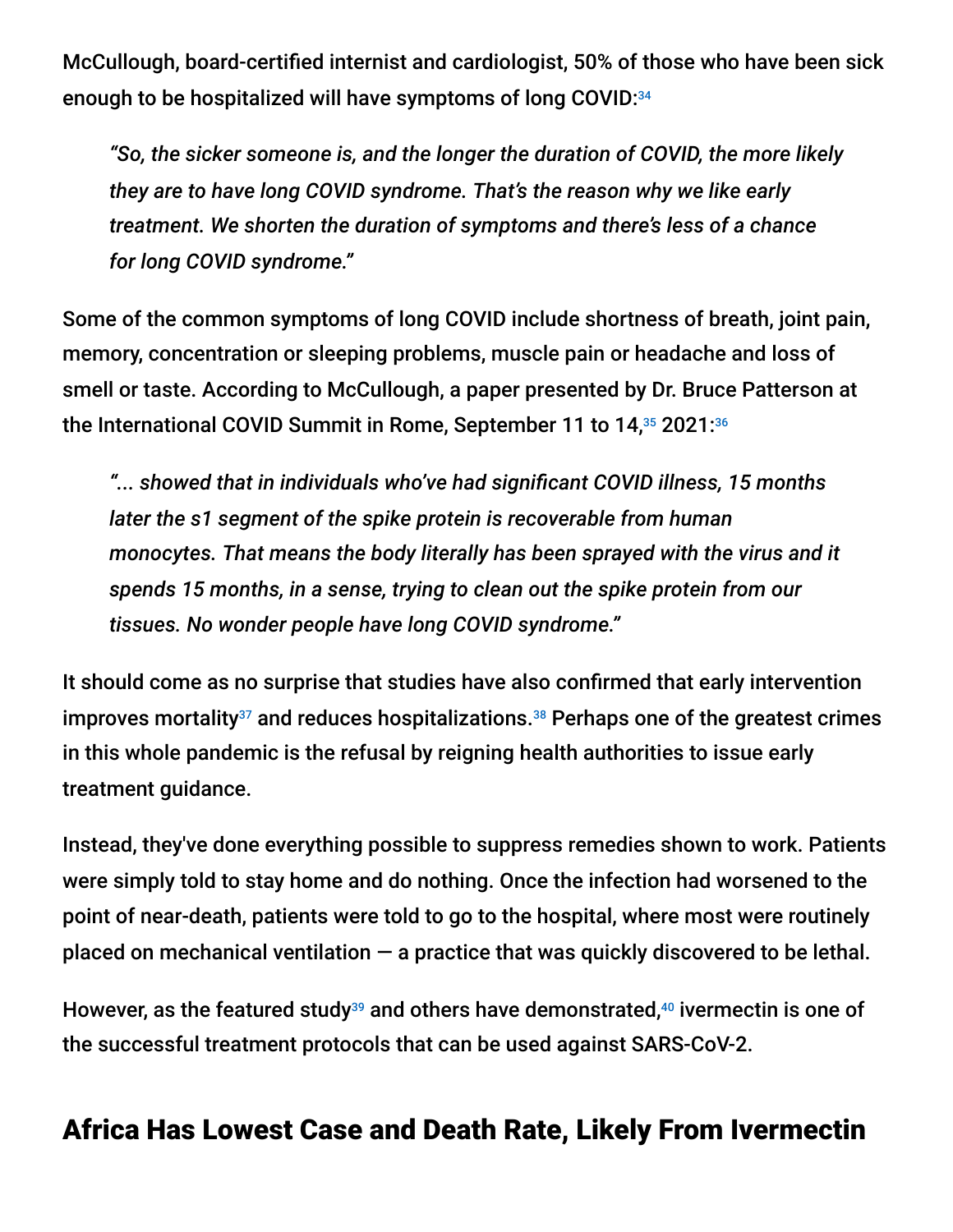McCullough, board-certified internist and cardiologist, 50% of those who have been sick enough to be hospitalized will have symptoms of long COVID:[34]

> *"So, the sicker someone is, and the longer the duration of COVID, the more likely they are to have long COVID syndrome. That's the reason why we like early treatment. We shorten the duration of symptoms and there's less of a chance for long COVID syndrome."*

Some of the common symptoms of long COVID include shortness of breath, joint pain, memory, concentration or sleeping problems, muscle pain or headache and loss of smell or taste. According to McCullough, a paper presented by Dr. Bruce Patterson at the International COVID Summit in Rome, September 11 to 14,[35] 2021:[36]

> *"... showed that in individuals who've had significant COVID illness, 15 months later the s1 segment of the spike protein is recoverable from human monocytes. That means the body literally has been sprayed with the virus and it spends 15 months, in a sense, trying to clean out the spike protein from our tissues. No wonder people have long COVID syndrome."*

It should come as no surprise that studies have also confirmed that early intervention improves mortality[37] and reduces hospitalizations.[38] Perhaps one of the greatest crimes in this whole pandemic is the refusal by reigning health authorities to issue early treatment guidance.

Instead, they've done everything possible to suppress remedies shown to work. Patients were simply told to stay home and do nothing. Once the infection had worsened to the point of near-death, patients were told to go to the hospital, where most were routinely placed on mechanical ventilation — a practice that was quickly discovered to be lethal.

However, as the featured study[39] and others have demonstrated,[40] ivermectin is one of the successful treatment protocols that can be used against SARS-CoV-2.

## Africa Has Lowest Case and Death Rate, Likely From Ivermectin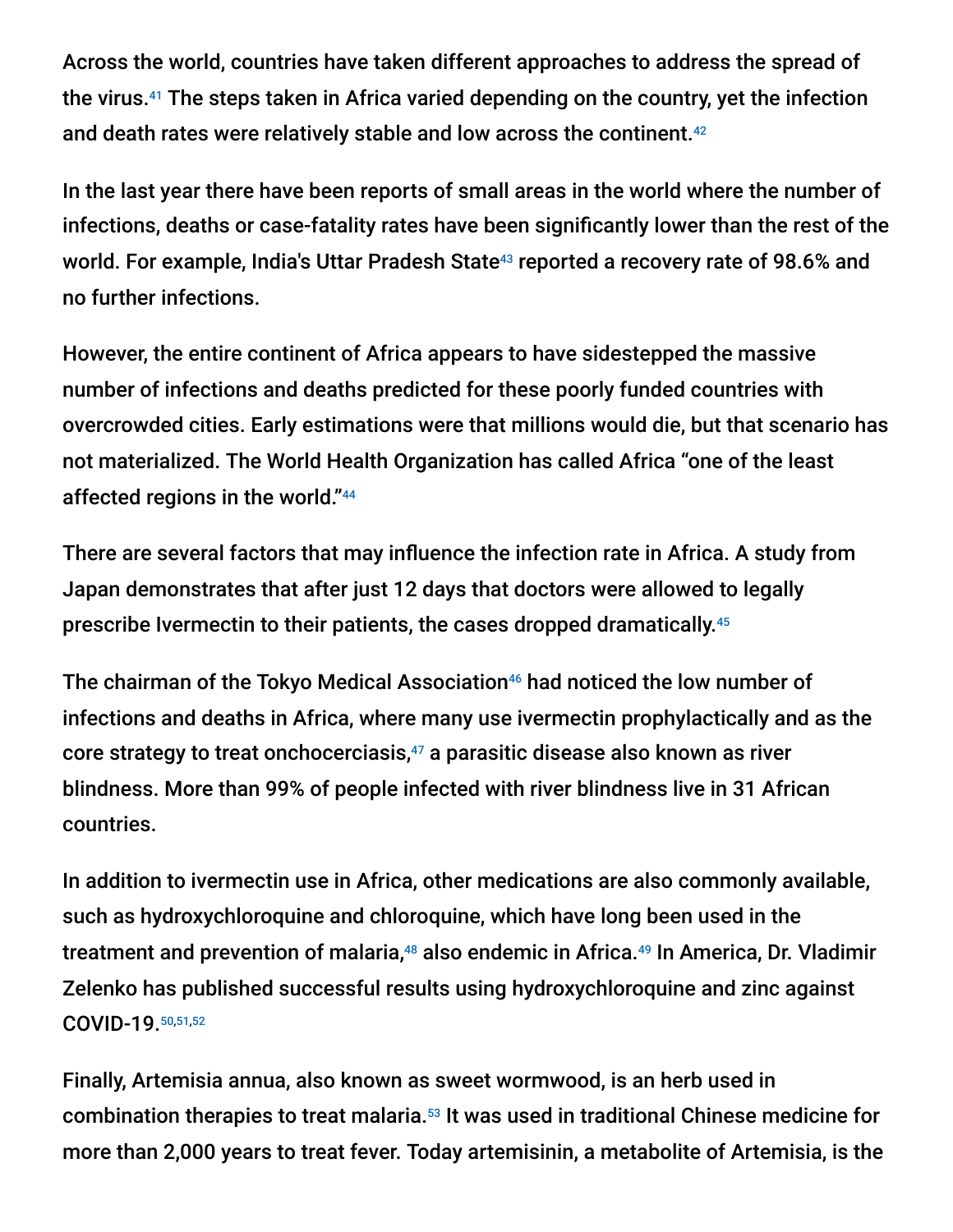Across the world, countries have taken different approaches to address the spread of the virus.[41] The steps taken in Africa varied depending on the country, yet the infection and death rates were relatively stable and low across the continent.[42]

In the last year there have been reports of small areas in the world where the number of infections, deaths or case-fatality rates have been significantly lower than the rest of the world. For example, India's Uttar Pradesh State[43] reported a recovery rate of 98.6% and no further infections.

However, the entire continent of Africa appears to have sidestepped the massive number of infections and deaths predicted for these poorly funded countries with overcrowded cities. Early estimations were that millions would die, but that scenario has not materialized. The World Health Organization has called Africa "one of the least affected regions in the world."[44]

There are several factors that may influence the infection rate in Africa. A study from Japan demonstrates that after just 12 days that doctors were allowed to legally prescribe Ivermectin to their patients, the cases dropped dramatically.[45]

The chairman of the Tokyo Medical Association[46] had noticed the low number of infections and deaths in Africa, where many use ivermectin prophylactically and as the core strategy to treat onchocerciasis,[47] a parasitic disease also known as river blindness. More than 99% of people infected with river blindness live in 31 African countries.

In addition to ivermectin use in Africa, other medications are also commonly available, such as hydroxychloroquine and chloroquine, which have long been used in the treatment and prevention of malaria,[48] also endemic in Africa.[49] In America, Dr. Vladimir Zelenko has published successful results using hydroxychloroquine and zinc against COVID-19.[50,51,52]

Finally, Artemisia annua, also known as sweet wormwood, is an herb used in combination therapies to treat malaria.[53] It was used in traditional Chinese medicine for more than 2,000 years to treat fever. Today artemisinin, a metabolite of Artemisia, is the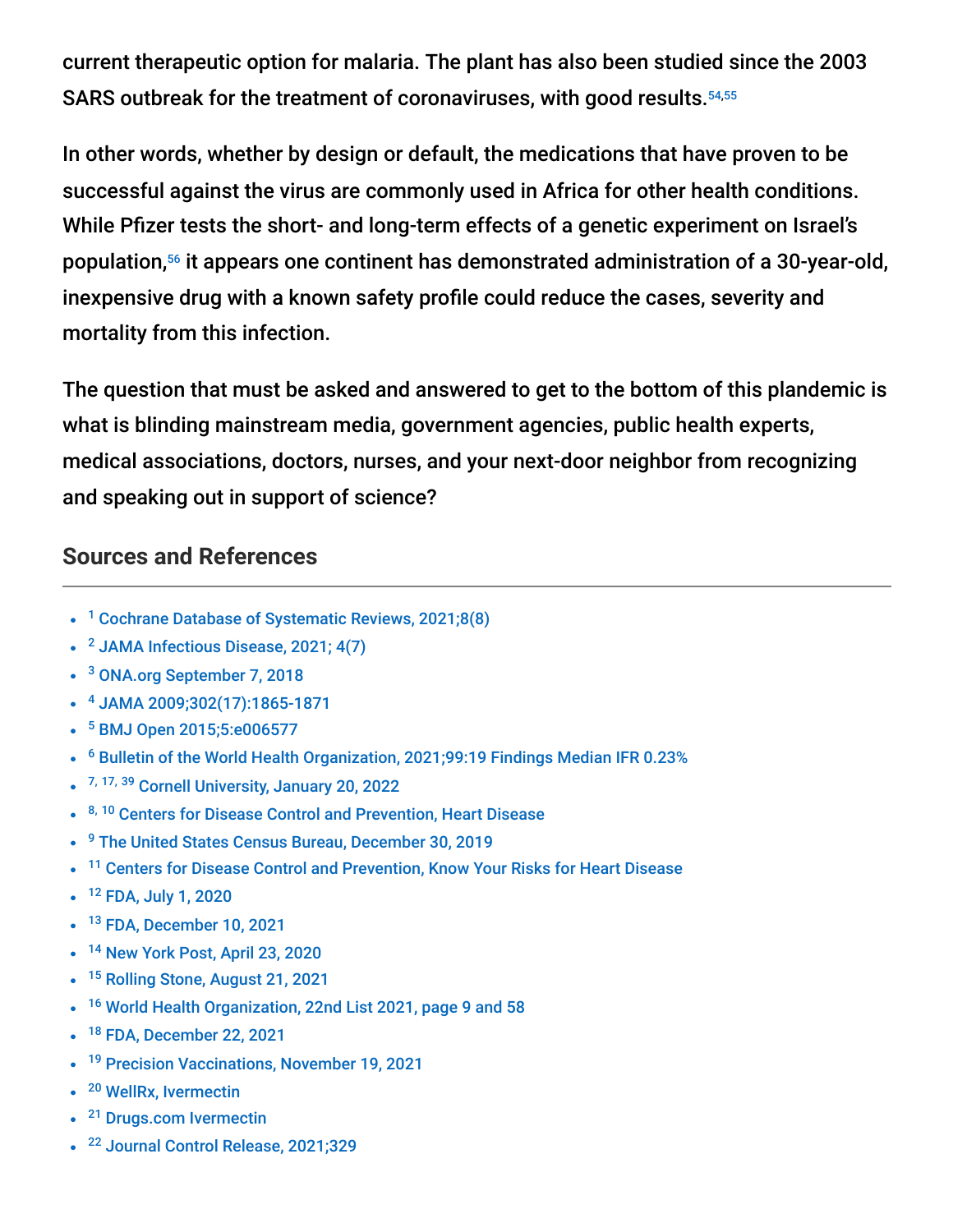current therapeutic option for malaria. The plant has also been studied since the 2003 SARS outbreak for the treatment of coronaviruses, with good results.[54,55]

In other words, whether by design or default, the medications that have proven to be successful against the virus are commonly used in Africa for other health conditions. While Pfizer tests the short- and long-term effects of a genetic experiment on Israel's population,[56] it appears one continent has demonstrated administration of a 30-year-old, inexpensive drug with a known safety profile could reduce the cases, severity and mortality from this infection.

The question that must be asked and answered to get to the bottom of this plandemic is what is blinding mainstream media, government agencies, public health experts, medical associations, doctors, nurses, and your next-door neighbor from recognizing and speaking out in support of science?

## Sources and References

- [1] Cochrane Database of Systematic Reviews, 2021;8(8)
- [2] JAMA Infectious Disease, 2021; 4(7)
- [3] ONA.org September 7, 2018
- [4] JAMA 2009;302(17):1865-1871
- [5] BMJ Open 2015;5:e006577
- [6] Bulletin of the World Health Organization, 2021;99:19 Findings Median IFR 0.23%
- [7, 17, 39] Cornell University, January 20, 2022
- [8, 10] Centers for Disease Control and Prevention, Heart Disease
- [9] The United States Census Bureau, December 30, 2019
- [11] Centers for Disease Control and Prevention, Know Your Risks for Heart Disease
- [12] FDA, July 1, 2020
- [13] FDA, December 10, 2021
- [14] New York Post, April 23, 2020
- [15] Rolling Stone, August 21, 2021
- [16] World Health Organization, 22nd List 2021, page 9 and 58
- [18] FDA, December 22, 2021
- [19] Precision Vaccinations, November 19, 2021
- [20] WellRx, Ivermectin
- [21] Drugs.com Ivermectin
- [22] Journal Control Release, 2021;329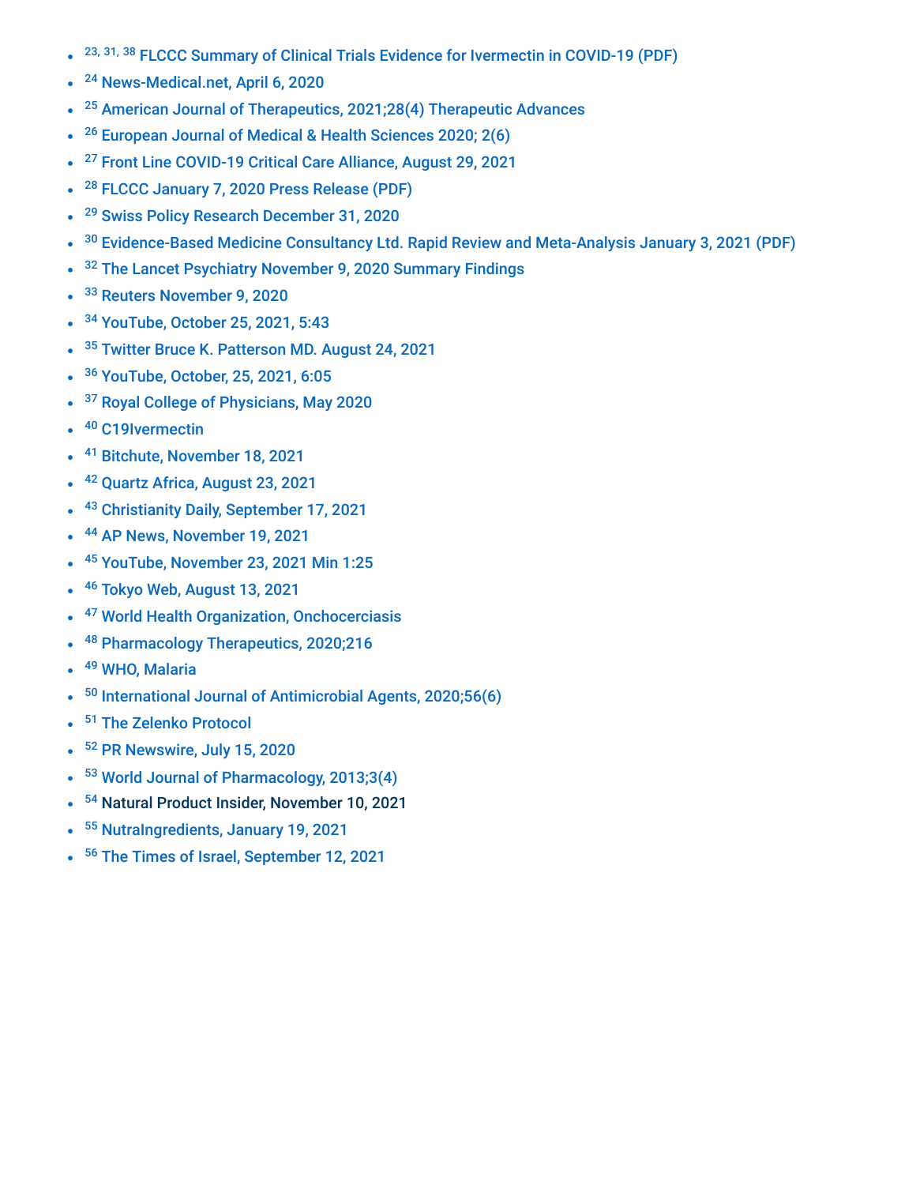- [23, 31, 38] FLCCC Summary of Clinical Trials Evidence for Ivermectin in COVID-19 (PDF)
- [24] News-Medical.net, April 6, 2020
- [25] American Journal of Therapeutics, 2021;28(4) Therapeutic Advances
- [26] European Journal of Medical & Health Sciences 2020; 2(6)
- [27] Front Line COVID-19 Critical Care Alliance, August 29, 2021
- [28] FLCCC January 7, 2020 Press Release (PDF)
- [29] Swiss Policy Research December 31, 2020
- [30] Evidence-Based Medicine Consultancy Ltd. Rapid Review and Meta-Analysis January 3, 2021 (PDF)
- [32] The Lancet Psychiatry November 9, 2020 Summary Findings
- [33] Reuters November 9, 2020
- [34] YouTube, October 25, 2021, 5:43
- [35] Twitter Bruce K. Patterson MD. August 24, 2021
- [36] YouTube, October, 25, 2021, 6:05
- [37] Royal College of Physicians, May 2020
- [40] C19Ivermectin
- [41] Bitchute, November 18, 2021
- [42] Quartz Africa, August 23, 2021
- [43] Christianity Daily, September 17, 2021
- [44] AP News, November 19, 2021
- [45] YouTube, November 23, 2021 Min 1:25
- [46] Tokyo Web, August 13, 2021
- [47] World Health Organization, Onchocerciasis
- [48] Pharmacology Therapeutics, 2020;216
- [49] WHO, Malaria
- [50] International Journal of Antimicrobial Agents, 2020;56(6)
- [51] The Zelenko Protocol
- [52] PR Newswire, July 15, 2020
- [53] World Journal of Pharmacology, 2013;3(4)
- [54] Natural Product Insider, November 10, 2021
- [55] NutraIngredients, January 19, 2021
- [56] The Times of Israel, September 12, 2021